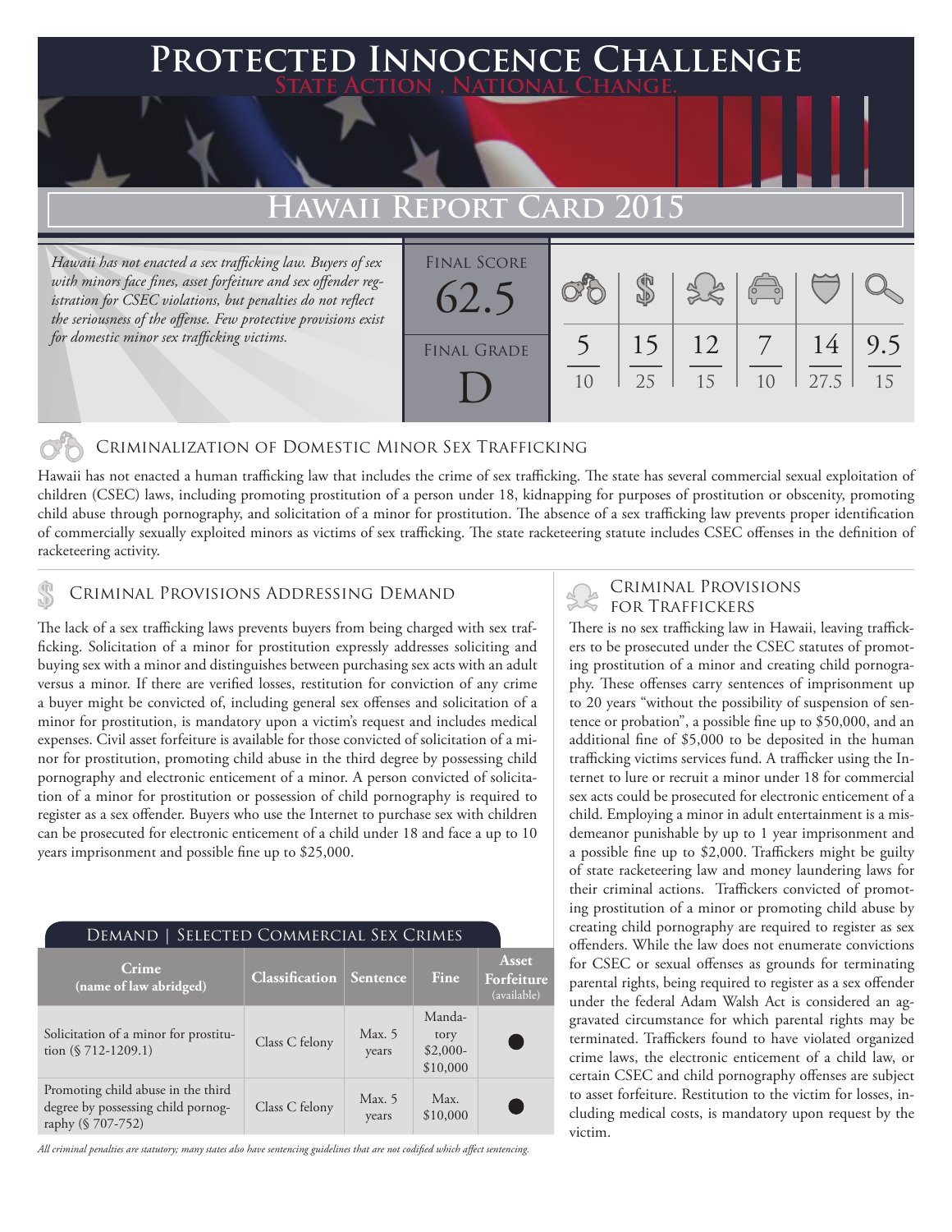# Protected Innocence Challenge

State Action . National Change.

# Hawaii Report Card 2015

*Hawaii has not enacted a sex trafficking law. Buyers of sex with minors face fines, asset forfeiture and sex offender registration for CSEC violations, but penalties do not reflect the seriousness of the offense. Few protective provisions exist for domestic minor sex trafficking victims.*

| Final Score | Final Grade |
|---|---|
| 62.5 | D |

| Criminalization | Demand | Traffickers | Facilitators | Protective Provisions | Criminal Justice Tools |
|---|---|---|---|---|---|
| 5/10 | 15/25 | 12/15 | 7/10 | 14/27.5 | 9.5/15 |

## Criminalization of Domestic Minor Sex Trafficking

Hawaii has not enacted a human trafficking law that includes the crime of sex trafficking. The state has several commercial sexual exploitation of children (CSEC) laws, including promoting prostitution of a person under 18, kidnapping for purposes of prostitution or obscenity, promoting child abuse through pornography, and solicitation of a minor for prostitution. The absence of a sex trafficking law prevents proper identification of commercially sexually exploited minors as victims of sex trafficking. The state racketeering statute includes CSEC offenses in the definition of racketeering activity.

## Criminal Provisions Addressing Demand

The lack of a sex trafficking laws prevents buyers from being charged with sex trafficking. Solicitation of a minor for prostitution expressly addresses soliciting and buying sex with a minor and distinguishes between purchasing sex acts with an adult versus a minor. If there are verified losses, restitution for conviction of any crime a buyer might be convicted of, including general sex offenses and solicitation of a minor for prostitution, is mandatory upon a victim's request and includes medical expenses. Civil asset forfeiture is available for those convicted of solicitation of a minor for prostitution, promoting child abuse in the third degree by possessing child pornography and electronic enticement of a minor. A person convicted of solicitation of a minor for prostitution or possession of child pornography is required to register as a sex offender. Buyers who use the Internet to purchase sex with children can be prosecuted for electronic enticement of a child under 18 and face a up to 10 years imprisonment and possible fine up to $25,000.

**Demand | Selected Commercial Sex Crimes**

| Crime (name of law abridged) | Classification | Sentence | Fine | Asset Forfeiture (available) |
|---|---|---|---|---|
| Solicitation of a minor for prostitution (§ 712-1209.1) | Class C felony | Max. 5 years | Mandatory $2,000-$10,000 | ● |
| Promoting child abuse in the third degree by possessing child pornography (§ 707-752) | Class C felony | Max. 5 years | Max. $10,000 | ● |

*All criminal penalties are statutory; many states also have sentencing guidelines that are not codified which affect sentencing.*

## Criminal Provisions for Traffickers

There is no sex trafficking law in Hawaii, leaving traffickers to be prosecuted under the CSEC statutes of promoting prostitution of a minor and creating child pornography. These offenses carry sentences of imprisonment up to 20 years "without the possibility of suspension of sentence or probation", a possible fine up to $50,000, and an additional fine of $5,000 to be deposited in the human trafficking victims services fund. A trafficker using the Internet to lure or recruit a minor under 18 for commercial sex acts could be prosecuted for electronic enticement of a child. Employing a minor in adult entertainment is a misdemeanor punishable by up to 1 year imprisonment and a possible fine up to $2,000. Traffickers might be guilty of state racketeering law and money laundering laws for their criminal actions. Traffickers convicted of promoting prostitution of a minor or promoting child abuse by creating child pornography are required to register as sex offenders. While the law does not enumerate convictions for CSEC or sexual offenses as grounds for terminating parental rights, being required to register as a sex offender under the federal Adam Walsh Act is considered an aggravated circumstance for which parental rights may be terminated. Traffickers found to have violated organized crime laws, the electronic enticement of a child law, or certain CSEC and child pornography offenses are subject to asset forfeiture. Restitution to the victim for losses, including medical costs, is mandatory upon request by the victim.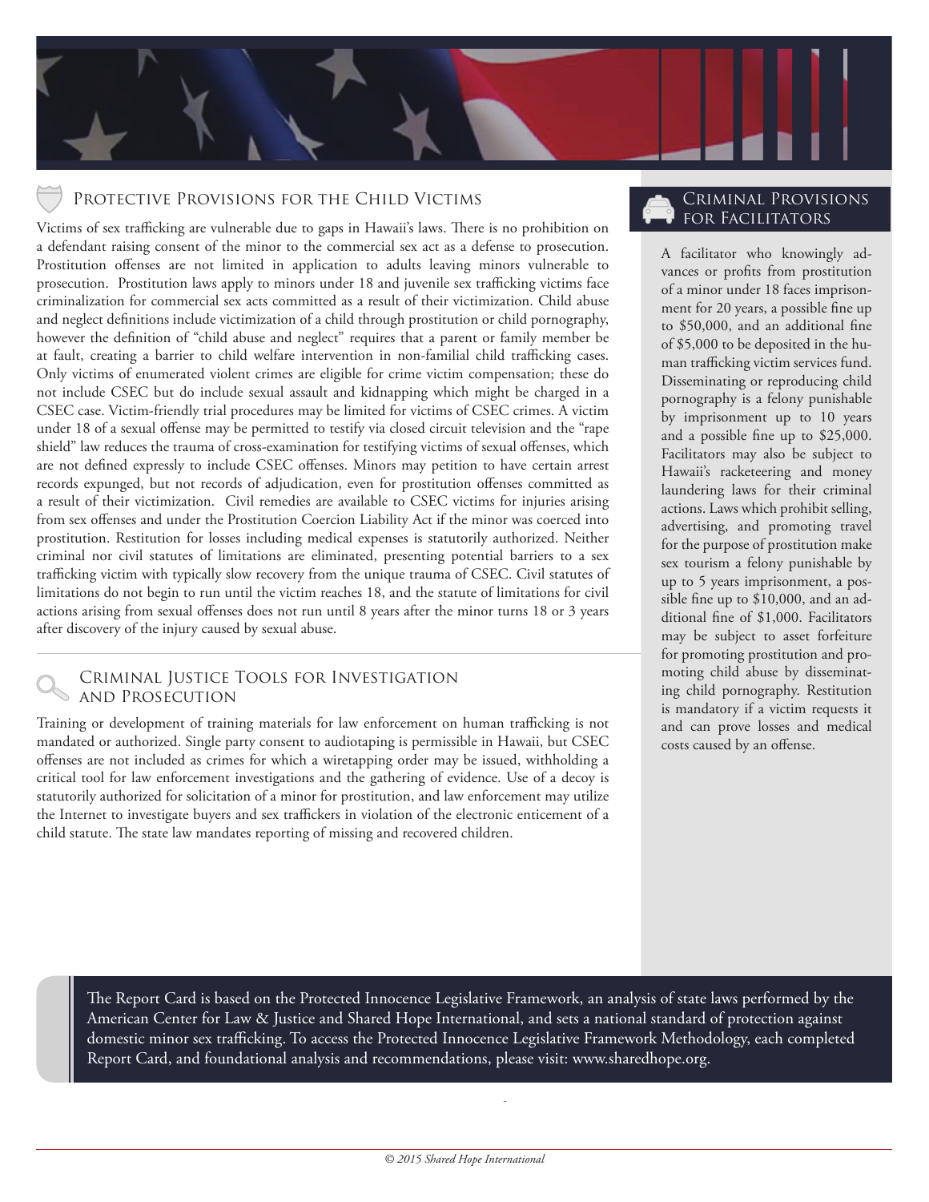## Protective Provisions for the Child Victims

Victims of sex trafficking are vulnerable due to gaps in Hawaii's laws. There is no prohibition on a defendant raising consent of the minor to the commercial sex act as a defense to prosecution. Prostitution offenses are not limited in application to adults leaving minors vulnerable to prosecution. Prostitution laws apply to minors under 18 and juvenile sex trafficking victims face criminalization for commercial sex acts committed as a result of their victimization. Child abuse and neglect definitions include victimization of a child through prostitution or child pornography, however the definition of "child abuse and neglect" requires that a parent or family member be at fault, creating a barrier to child welfare intervention in non-familial child trafficking cases. Only victims of enumerated violent crimes are eligible for crime victim compensation; these do not include CSEC but do include sexual assault and kidnapping which might be charged in a CSEC case. Victim-friendly trial procedures may be limited for victims of CSEC crimes. A victim under 18 of a sexual offense may be permitted to testify via closed circuit television and the "rape shield" law reduces the trauma of cross-examination for testifying victims of sexual offenses, which are not defined expressly to include CSEC offenses. Minors may petition to have certain arrest records expunged, but not records of adjudication, even for prostitution offenses committed as a result of their victimization. Civil remedies are available to CSEC victims for injuries arising from sex offenses and under the Prostitution Coercion Liability Act if the minor was coerced into prostitution. Restitution for losses including medical expenses is statutorily authorized. Neither criminal nor civil statutes of limitations are eliminated, presenting potential barriers to a sex trafficking victim with typically slow recovery from the unique trauma of CSEC. Civil statutes of limitations do not begin to run until the victim reaches 18, and the statute of limitations for civil actions arising from sexual offenses does not run until 8 years after the minor turns 18 or 3 years after discovery of the injury caused by sexual abuse.

## Criminal Justice Tools for Investigation and Prosecution

Training or development of training materials for law enforcement on human trafficking is not mandated or authorized. Single party consent to audiotaping is permissible in Hawaii, but CSEC offenses are not included as crimes for which a wiretapping order may be issued, withholding a critical tool for law enforcement investigations and the gathering of evidence. Use of a decoy is statutorily authorized for solicitation of a minor for prostitution, and law enforcement may utilize the Internet to investigate buyers and sex traffickers in violation of the electronic enticement of a child statute. The state law mandates reporting of missing and recovered children.

## Criminal Provisions for Facilitators

A facilitator who knowingly advances or profits from prostitution of a minor under 18 faces imprisonment for 20 years, a possible fine up to $50,000, and an additional fine of $5,000 to be deposited in the human trafficking victim services fund. Disseminating or reproducing child pornography is a felony punishable by imprisonment up to 10 years and a possible fine up to $25,000. Facilitators may also be subject to Hawaii's racketeering and money laundering laws for their criminal actions. Laws which prohibit selling, advertising, and promoting travel for the purpose of prostitution make sex tourism a felony punishable by up to 5 years imprisonment, a possible fine up to $10,000, and an additional fine of $1,000. Facilitators may be subject to asset forfeiture for promoting prostitution and promoting child abuse by disseminating child pornography. Restitution is mandatory if a victim requests it and can prove losses and medical costs caused by an offense.

The Report Card is based on the Protected Innocence Legislative Framework, an analysis of state laws performed by the American Center for Law & Justice and Shared Hope International, and sets a national standard of protection against domestic minor sex trafficking. To access the Protected Innocence Legislative Framework Methodology, each completed Report Card, and foundational analysis and recommendations, please visit: www.sharedhope.org.

*© 2015 Shared Hope International*